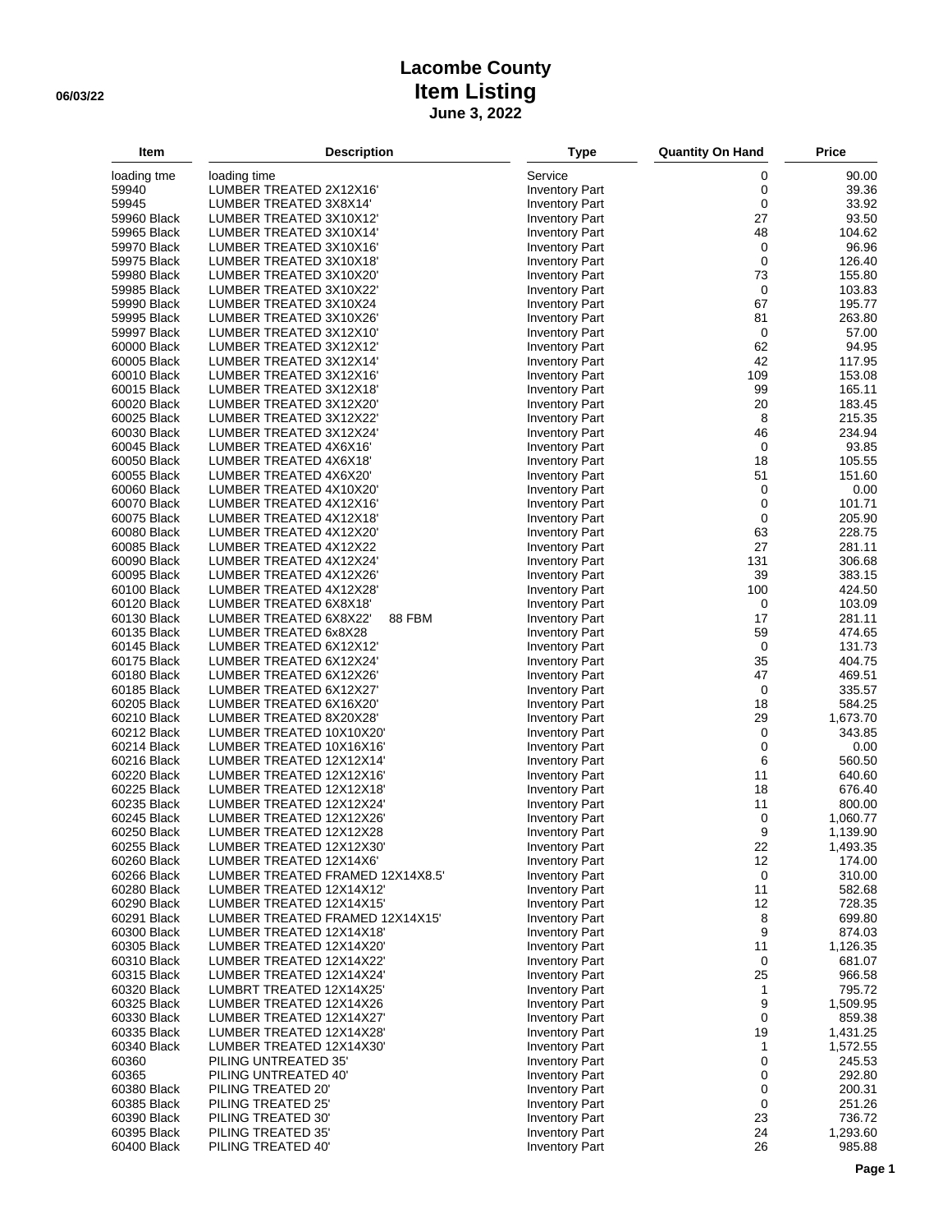# Lacombe County
## Item Listing
### June 3, 2022

| Item | Description | Type | Quantity On Hand | Price |
|---|---|---|---|---|
| loading tme | loading time | Service | 0 | 90.00 |
| 59940 | LUMBER TREATED 2X12X16' | Inventory Part | 0 | 39.36 |
| 59945 | LUMBER TREATED 3X8X14' | Inventory Part | 0 | 33.92 |
| 59960 Black | LUMBER TREATED 3X10X12' | Inventory Part | 27 | 93.50 |
| 59965 Black | LUMBER TREATED 3X10X14' | Inventory Part | 48 | 104.62 |
| 59970 Black | LUMBER TREATED 3X10X16' | Inventory Part | 0 | 96.96 |
| 59975 Black | LUMBER TREATED 3X10X18' | Inventory Part | 0 | 126.40 |
| 59980 Black | LUMBER TREATED 3X10X20' | Inventory Part | 73 | 155.80 |
| 59985 Black | LUMBER TREATED 3X10X22' | Inventory Part | 0 | 103.83 |
| 59990 Black | LUMBER TREATED 3X10X24 | Inventory Part | 67 | 195.77 |
| 59995 Black | LUMBER TREATED 3X10X26' | Inventory Part | 81 | 263.80 |
| 59997 Black | LUMBER TREATED 3X12X10' | Inventory Part | 0 | 57.00 |
| 60000 Black | LUMBER TREATED 3X12X12' | Inventory Part | 62 | 94.95 |
| 60005 Black | LUMBER TREATED 3X12X14' | Inventory Part | 42 | 117.95 |
| 60010 Black | LUMBER TREATED 3X12X16' | Inventory Part | 109 | 153.08 |
| 60015 Black | LUMBER TREATED 3X12X18' | Inventory Part | 99 | 165.11 |
| 60020 Black | LUMBER TREATED 3X12X20' | Inventory Part | 20 | 183.45 |
| 60025 Black | LUMBER TREATED 3X12X22' | Inventory Part | 8 | 215.35 |
| 60030 Black | LUMBER TREATED 3X12X24' | Inventory Part | 46 | 234.94 |
| 60045 Black | LUMBER TREATED 4X6X16' | Inventory Part | 0 | 93.85 |
| 60050 Black | LUMBER TREATED 4X6X18' | Inventory Part | 18 | 105.55 |
| 60055 Black | LUMBER TREATED 4X6X20' | Inventory Part | 51 | 151.60 |
| 60060 Black | LUMBER TREATED 4X10X20' | Inventory Part | 0 | 0.00 |
| 60070 Black | LUMBER TREATED 4X12X16' | Inventory Part | 0 | 101.71 |
| 60075 Black | LUMBER TREATED 4X12X18' | Inventory Part | 0 | 205.90 |
| 60080 Black | LUMBER TREATED 4X12X20' | Inventory Part | 63 | 228.75 |
| 60085 Black | LUMBER TREATED 4X12X22 | Inventory Part | 27 | 281.11 |
| 60090 Black | LUMBER TREATED 4X12X24' | Inventory Part | 131 | 306.68 |
| 60095 Black | LUMBER TREATED 4X12X26' | Inventory Part | 39 | 383.15 |
| 60100 Black | LUMBER TREATED 4X12X28' | Inventory Part | 100 | 424.50 |
| 60120 Black | LUMBER TREATED 6X8X18' | Inventory Part | 0 | 103.09 |
| 60130 Black | LUMBER TREATED 6X8X22' 88 FBM | Inventory Part | 17 | 281.11 |
| 60135 Black | LUMBER TREATED 6x8X28 | Inventory Part | 59 | 474.65 |
| 60145 Black | LUMBER TREATED 6X12X12' | Inventory Part | 0 | 131.73 |
| 60175 Black | LUMBER TREATED 6X12X24' | Inventory Part | 35 | 404.75 |
| 60180 Black | LUMBER TREATED 6X12X26' | Inventory Part | 47 | 469.51 |
| 60185 Black | LUMBER TREATED 6X12X27' | Inventory Part | 0 | 335.57 |
| 60205 Black | LUMBER TREATED 6X16X20' | Inventory Part | 18 | 584.25 |
| 60210 Black | LUMBER TREATED 8X20X28' | Inventory Part | 29 | 1,673.70 |
| 60212 Black | LUMBER TREATED 10X10X20' | Inventory Part | 0 | 343.85 |
| 60214 Black | LUMBER TREATED 10X16X16' | Inventory Part | 0 | 0.00 |
| 60216 Black | LUMBER TREATED 12X12X14' | Inventory Part | 6 | 560.50 |
| 60220 Black | LUMBER TREATED 12X12X16' | Inventory Part | 11 | 640.60 |
| 60225 Black | LUMBER TREATED 12X12X18' | Inventory Part | 18 | 676.40 |
| 60235 Black | LUMBER TREATED 12X12X24' | Inventory Part | 11 | 800.00 |
| 60245 Black | LUMBER TREATED 12X12X26' | Inventory Part | 0 | 1,060.77 |
| 60250 Black | LUMBER TREATED 12X12X28 | Inventory Part | 9 | 1,139.90 |
| 60255 Black | LUMBER TREATED 12X12X30' | Inventory Part | 22 | 1,493.35 |
| 60260 Black | LUMBER TREATED 12X14X6' | Inventory Part | 12 | 174.00 |
| 60266 Black | LUMBER TREATED FRAMED 12X14X8.5' | Inventory Part | 0 | 310.00 |
| 60280 Black | LUMBER TREATED 12X14X12' | Inventory Part | 11 | 582.68 |
| 60290 Black | LUMBER TREATED 12X14X15' | Inventory Part | 12 | 728.35 |
| 60291 Black | LUMBER TREATED FRAMED 12X14X15' | Inventory Part | 8 | 699.80 |
| 60300 Black | LUMBER TREATED 12X14X18' | Inventory Part | 9 | 874.03 |
| 60305 Black | LUMBER TREATED 12X14X20' | Inventory Part | 11 | 1,126.35 |
| 60310 Black | LUMBER TREATED 12X14X22' | Inventory Part | 0 | 681.07 |
| 60315 Black | LUMBER TREATED 12X14X24' | Inventory Part | 25 | 966.58 |
| 60320 Black | LUMBRT TREATED 12X14X25' | Inventory Part | 1 | 795.72 |
| 60325 Black | LUMBER TREATED 12X14X26 | Inventory Part | 9 | 1,509.95 |
| 60330 Black | LUMBER TREATED 12X14X27' | Inventory Part | 0 | 859.38 |
| 60335 Black | LUMBER TREATED 12X14X28' | Inventory Part | 19 | 1,431.25 |
| 60340 Black | LUMBER TREATED 12X14X30' | Inventory Part | 1 | 1,572.55 |
| 60360 | PILING UNTREATED 35' | Inventory Part | 0 | 245.53 |
| 60365 | PILING UNTREATED 40' | Inventory Part | 0 | 292.80 |
| 60380 Black | PILING TREATED 20' | Inventory Part | 0 | 200.31 |
| 60385 Black | PILING TREATED 25' | Inventory Part | 0 | 251.26 |
| 60390 Black | PILING TREATED 30' | Inventory Part | 23 | 736.72 |
| 60395 Black | PILING TREATED 35' | Inventory Part | 24 | 1,293.60 |
| 60400 Black | PILING TREATED 40' | Inventory Part | 26 | 985.88 |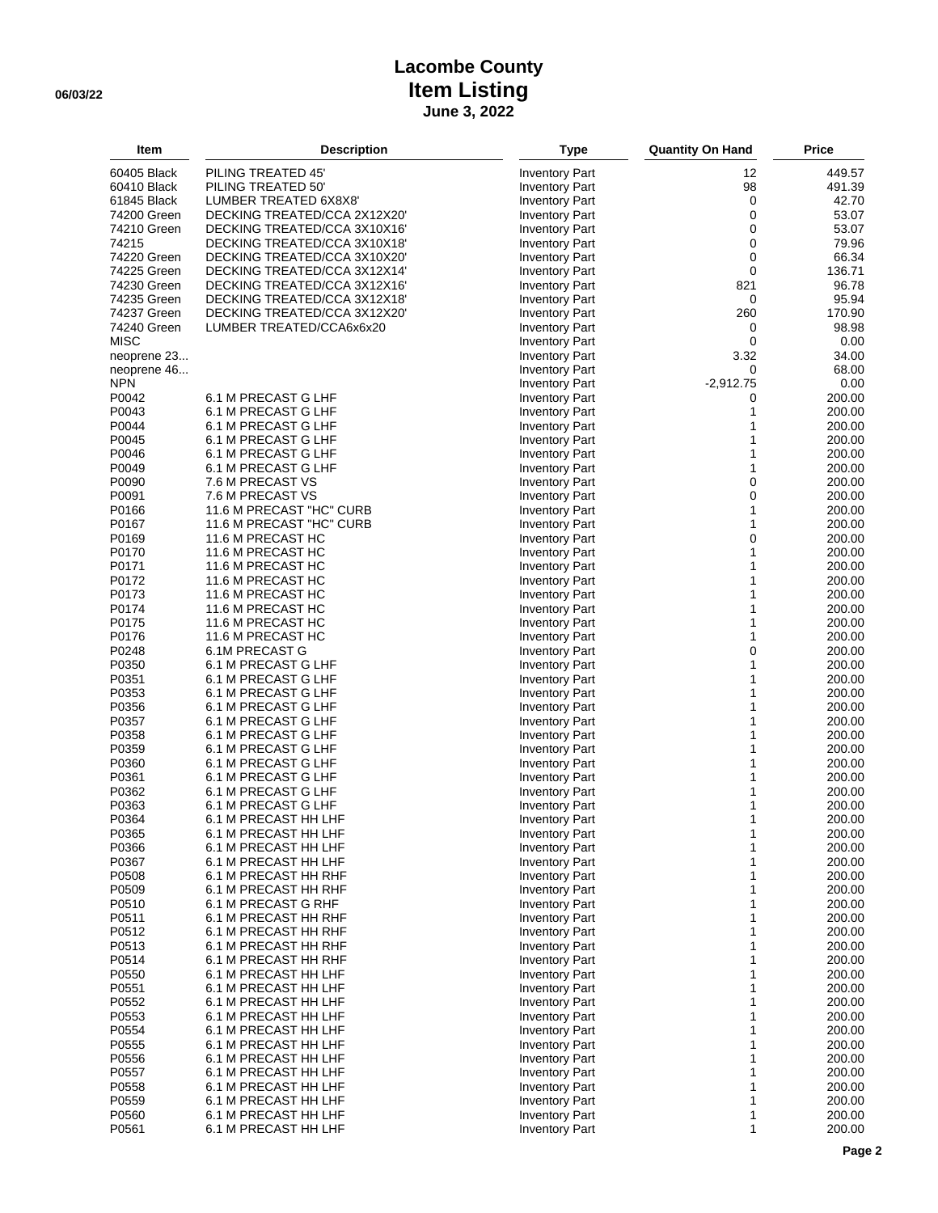# Lacombe County
# Item Listing
**June 3, 2022**

06/03/22

| Item | Description | Type | Quantity On Hand | Price |
|---|---|---|---|---|
| 60405 Black | PILING TREATED 45' | Inventory Part | 12 | 449.57 |
| 60410 Black | PILING TREATED 50' | Inventory Part | 98 | 491.39 |
| 61845 Black | LUMBER TREATED 6X8X8' | Inventory Part | 0 | 42.70 |
| 74200 Green | DECKING TREATED/CCA 2X12X20' | Inventory Part | 0 | 53.07 |
| 74210 Green | DECKING TREATED/CCA 3X10X16' | Inventory Part | 0 | 53.07 |
| 74215 | DECKING TREATED/CCA 3X10X18' | Inventory Part | 0 | 79.96 |
| 74220 Green | DECKING TREATED/CCA 3X10X20' | Inventory Part | 0 | 66.34 |
| 74225 Green | DECKING TREATED/CCA 3X12X14' | Inventory Part | 0 | 136.71 |
| 74230 Green | DECKING TREATED/CCA 3X12X16' | Inventory Part | 821 | 96.78 |
| 74235 Green | DECKING TREATED/CCA 3X12X18' | Inventory Part | 0 | 95.94 |
| 74237 Green | DECKING TREATED/CCA 3X12X20' | Inventory Part | 260 | 170.90 |
| 74240 Green | LUMBER TREATED/CCA6x6x20 | Inventory Part | 0 | 98.98 |
| MISC | | Inventory Part | 0 | 0.00 |
| neoprene 23... | | Inventory Part | 3.32 | 34.00 |
| neoprene 46... | | Inventory Part | 0 | 68.00 |
| NPN | | Inventory Part | -2,912.75 | 0.00 |
| P0042 | 6.1 M PRECAST G LHF | Inventory Part | 0 | 200.00 |
| P0043 | 6.1 M PRECAST G LHF | Inventory Part | 1 | 200.00 |
| P0044 | 6.1 M PRECAST G LHF | Inventory Part | 1 | 200.00 |
| P0045 | 6.1 M PRECAST G LHF | Inventory Part | 1 | 200.00 |
| P0046 | 6.1 M PRECAST G LHF | Inventory Part | 1 | 200.00 |
| P0049 | 6.1 M PRECAST G LHF | Inventory Part | 1 | 200.00 |
| P0090 | 7.6 M PRECAST VS | Inventory Part | 0 | 200.00 |
| P0091 | 7.6 M PRECAST VS | Inventory Part | 0 | 200.00 |
| P0166 | 11.6 M PRECAST "HC" CURB | Inventory Part | 1 | 200.00 |
| P0167 | 11.6 M PRECAST "HC" CURB | Inventory Part | 1 | 200.00 |
| P0169 | 11.6 M PRECAST HC | Inventory Part | 0 | 200.00 |
| P0170 | 11.6 M PRECAST HC | Inventory Part | 1 | 200.00 |
| P0171 | 11.6 M PRECAST HC | Inventory Part | 1 | 200.00 |
| P0172 | 11.6 M PRECAST HC | Inventory Part | 1 | 200.00 |
| P0173 | 11.6 M PRECAST HC | Inventory Part | 1 | 200.00 |
| P0174 | 11.6 M PRECAST HC | Inventory Part | 1 | 200.00 |
| P0175 | 11.6 M PRECAST HC | Inventory Part | 1 | 200.00 |
| P0176 | 11.6 M PRECAST HC | Inventory Part | 1 | 200.00 |
| P0248 | 6.1M PRECAST G | Inventory Part | 0 | 200.00 |
| P0350 | 6.1 M PRECAST G LHF | Inventory Part | 1 | 200.00 |
| P0351 | 6.1 M PRECAST G LHF | Inventory Part | 1 | 200.00 |
| P0353 | 6.1 M PRECAST G LHF | Inventory Part | 1 | 200.00 |
| P0356 | 6.1 M PRECAST G LHF | Inventory Part | 1 | 200.00 |
| P0357 | 6.1 M PRECAST G LHF | Inventory Part | 1 | 200.00 |
| P0358 | 6.1 M PRECAST G LHF | Inventory Part | 1 | 200.00 |
| P0359 | 6.1 M PRECAST G LHF | Inventory Part | 1 | 200.00 |
| P0360 | 6.1 M PRECAST G LHF | Inventory Part | 1 | 200.00 |
| P0361 | 6.1 M PRECAST G LHF | Inventory Part | 1 | 200.00 |
| P0362 | 6.1 M PRECAST G LHF | Inventory Part | 1 | 200.00 |
| P0363 | 6.1 M PRECAST G LHF | Inventory Part | 1 | 200.00 |
| P0364 | 6.1 M PRECAST HH LHF | Inventory Part | 1 | 200.00 |
| P0365 | 6.1 M PRECAST HH LHF | Inventory Part | 1 | 200.00 |
| P0366 | 6.1 M PRECAST HH LHF | Inventory Part | 1 | 200.00 |
| P0367 | 6.1 M PRECAST HH LHF | Inventory Part | 1 | 200.00 |
| P0508 | 6.1 M PRECAST HH RHF | Inventory Part | 1 | 200.00 |
| P0509 | 6.1 M PRECAST HH RHF | Inventory Part | 1 | 200.00 |
| P0510 | 6.1 M PRECAST G RHF | Inventory Part | 1 | 200.00 |
| P0511 | 6.1 M PRECAST HH RHF | Inventory Part | 1 | 200.00 |
| P0512 | 6.1 M PRECAST HH RHF | Inventory Part | 1 | 200.00 |
| P0513 | 6.1 M PRECAST HH RHF | Inventory Part | 1 | 200.00 |
| P0514 | 6.1 M PRECAST HH RHF | Inventory Part | 1 | 200.00 |
| P0550 | 6.1 M PRECAST HH LHF | Inventory Part | 1 | 200.00 |
| P0551 | 6.1 M PRECAST HH LHF | Inventory Part | 1 | 200.00 |
| P0552 | 6.1 M PRECAST HH LHF | Inventory Part | 1 | 200.00 |
| P0553 | 6.1 M PRECAST HH LHF | Inventory Part | 1 | 200.00 |
| P0554 | 6.1 M PRECAST HH LHF | Inventory Part | 1 | 200.00 |
| P0555 | 6.1 M PRECAST HH LHF | Inventory Part | 1 | 200.00 |
| P0556 | 6.1 M PRECAST HH LHF | Inventory Part | 1 | 200.00 |
| P0557 | 6.1 M PRECAST HH LHF | Inventory Part | 1 | 200.00 |
| P0558 | 6.1 M PRECAST HH LHF | Inventory Part | 1 | 200.00 |
| P0559 | 6.1 M PRECAST HH LHF | Inventory Part | 1 | 200.00 |
| P0560 | 6.1 M PRECAST HH LHF | Inventory Part | 1 | 200.00 |
| P0561 | 6.1 M PRECAST HH LHF | Inventory Part | 1 | 200.00 |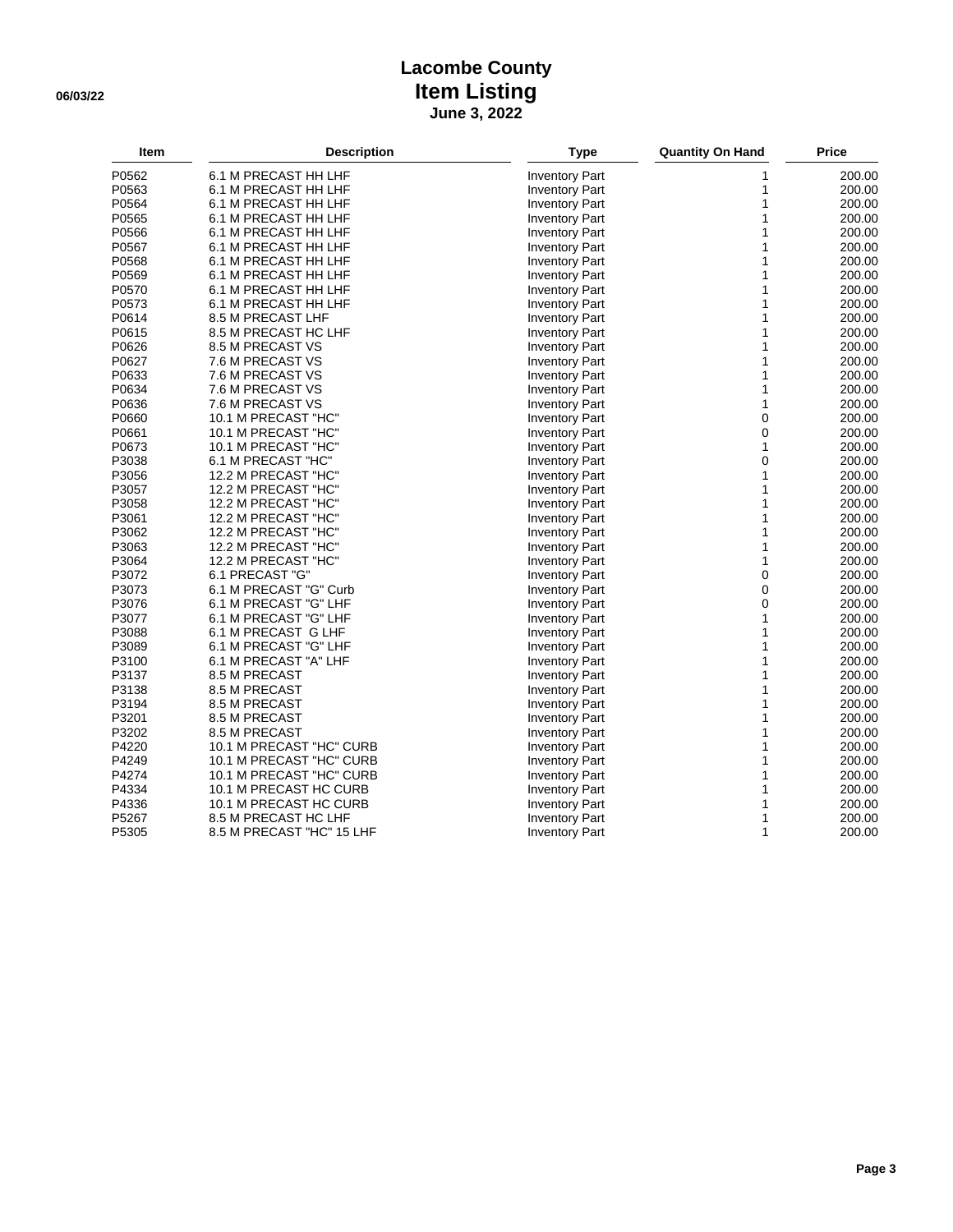# Lacombe County
# Item Listing
**June 3, 2022**

| Item | Description | Type | Quantity On Hand | Price |
|---|---|---|---|---|
| P0562 | 6.1 M PRECAST HH LHF | Inventory Part | 1 | 200.00 |
| P0563 | 6.1 M PRECAST HH LHF | Inventory Part | 1 | 200.00 |
| P0564 | 6.1 M PRECAST HH LHF | Inventory Part | 1 | 200.00 |
| P0565 | 6.1 M PRECAST HH LHF | Inventory Part | 1 | 200.00 |
| P0566 | 6.1 M PRECAST HH LHF | Inventory Part | 1 | 200.00 |
| P0567 | 6.1 M PRECAST HH LHF | Inventory Part | 1 | 200.00 |
| P0568 | 6.1 M PRECAST HH LHF | Inventory Part | 1 | 200.00 |
| P0569 | 6.1 M PRECAST HH LHF | Inventory Part | 1 | 200.00 |
| P0570 | 6.1 M PRECAST HH LHF | Inventory Part | 1 | 200.00 |
| P0573 | 6.1 M PRECAST HH LHF | Inventory Part | 1 | 200.00 |
| P0614 | 8.5 M PRECAST LHF | Inventory Part | 1 | 200.00 |
| P0615 | 8.5 M PRECAST HC LHF | Inventory Part | 1 | 200.00 |
| P0626 | 8.5 M PRECAST VS | Inventory Part | 1 | 200.00 |
| P0627 | 7.6 M PRECAST VS | Inventory Part | 1 | 200.00 |
| P0633 | 7.6 M PRECAST VS | Inventory Part | 1 | 200.00 |
| P0634 | 7.6 M PRECAST VS | Inventory Part | 1 | 200.00 |
| P0636 | 7.6 M PRECAST VS | Inventory Part | 1 | 200.00 |
| P0660 | 10.1 M PRECAST "HC" | Inventory Part | 0 | 200.00 |
| P0661 | 10.1 M PRECAST "HC" | Inventory Part | 0 | 200.00 |
| P0673 | 10.1 M PRECAST "HC" | Inventory Part | 1 | 200.00 |
| P3038 | 6.1 M PRECAST "HC" | Inventory Part | 0 | 200.00 |
| P3056 | 12.2 M PRECAST "HC" | Inventory Part | 1 | 200.00 |
| P3057 | 12.2 M PRECAST "HC" | Inventory Part | 1 | 200.00 |
| P3058 | 12.2 M PRECAST "HC" | Inventory Part | 1 | 200.00 |
| P3061 | 12.2 M PRECAST "HC" | Inventory Part | 1 | 200.00 |
| P3062 | 12.2 M PRECAST "HC" | Inventory Part | 1 | 200.00 |
| P3063 | 12.2 M PRECAST "HC" | Inventory Part | 1 | 200.00 |
| P3064 | 12.2 M PRECAST "HC" | Inventory Part | 1 | 200.00 |
| P3072 | 6.1 PRECAST "G" | Inventory Part | 0 | 200.00 |
| P3073 | 6.1 M PRECAST "G" Curb | Inventory Part | 0 | 200.00 |
| P3076 | 6.1 M PRECAST "G" LHF | Inventory Part | 0 | 200.00 |
| P3077 | 6.1 M PRECAST "G" LHF | Inventory Part | 1 | 200.00 |
| P3088 | 6.1 M PRECAST G LHF | Inventory Part | 1 | 200.00 |
| P3089 | 6.1 M PRECAST "G" LHF | Inventory Part | 1 | 200.00 |
| P3100 | 6.1 M PRECAST "A" LHF | Inventory Part | 1 | 200.00 |
| P3137 | 8.5 M PRECAST | Inventory Part | 1 | 200.00 |
| P3138 | 8.5 M PRECAST | Inventory Part | 1 | 200.00 |
| P3194 | 8.5 M PRECAST | Inventory Part | 1 | 200.00 |
| P3201 | 8.5 M PRECAST | Inventory Part | 1 | 200.00 |
| P3202 | 8.5 M PRECAST | Inventory Part | 1 | 200.00 |
| P4220 | 10.1 M PRECAST "HC" CURB | Inventory Part | 1 | 200.00 |
| P4249 | 10.1 M PRECAST "HC" CURB | Inventory Part | 1 | 200.00 |
| P4274 | 10.1 M PRECAST "HC" CURB | Inventory Part | 1 | 200.00 |
| P4334 | 10.1 M PRECAST HC CURB | Inventory Part | 1 | 200.00 |
| P4336 | 10.1 M PRECAST HC CURB | Inventory Part | 1 | 200.00 |
| P5267 | 8.5 M PRECAST HC LHF | Inventory Part | 1 | 200.00 |
| P5305 | 8.5 M PRECAST "HC" 15 LHF | Inventory Part | 1 | 200.00 |